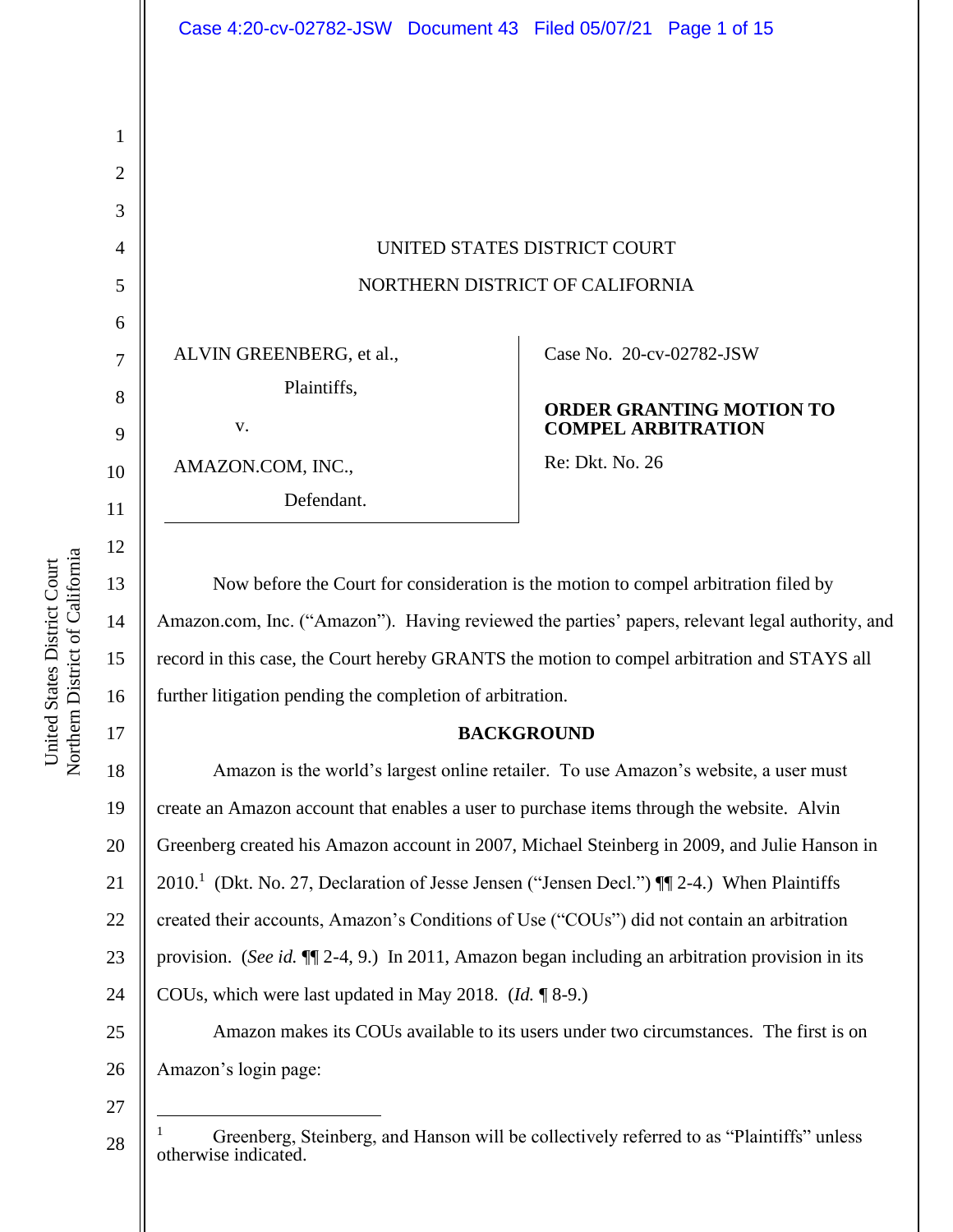UNITED STATES DISTRICT COURT

NORTHERN DISTRICT OF CALIFORNIA

ALVIN GREENBERG, et al.,

Plaintiffs,

v.

AMAZON.COM, INC.,

Defendant.

Case No. 20-cv-02782-JSW

**ORDER GRANTING MOTION TO COMPEL ARBITRATION**

Re: Dkt. No. 26

Now before the Court for consideration is the motion to compel arbitration filed by Amazon.com, Inc. ("Amazon"). Having reviewed the parties' papers, relevant legal authority, and record in this case, the Court hereby GRANTS the motion to compel arbitration and STAYS all further litigation pending the completion of arbitration.

**BACKGROUND**

Amazon is the world's largest online retailer. To use Amazon's website, a user must create an Amazon account that enables a user to purchase items through the website. Alvin Greenberg created his Amazon account in 2007, Michael Steinberg in 2009, and Julie Hanson in 2010.[1] (Dkt. No. 27, Declaration of Jesse Jensen ("Jensen Decl.") ¶¶ 2-4.) When Plaintiffs created their accounts, Amazon's Conditions of Use ("COUs") did not contain an arbitration provision. (*See id.* ¶¶ 2-4, 9.) In 2011, Amazon began including an arbitration provision in its COUs, which were last updated in May 2018. (*Id.* ¶ 8-9.)

Amazon makes its COUs available to its users under two circumstances. The first is on Amazon's login page:

[1] Greenberg, Steinberg, and Hanson will be collectively referred to as "Plaintiffs" unless otherwise indicated.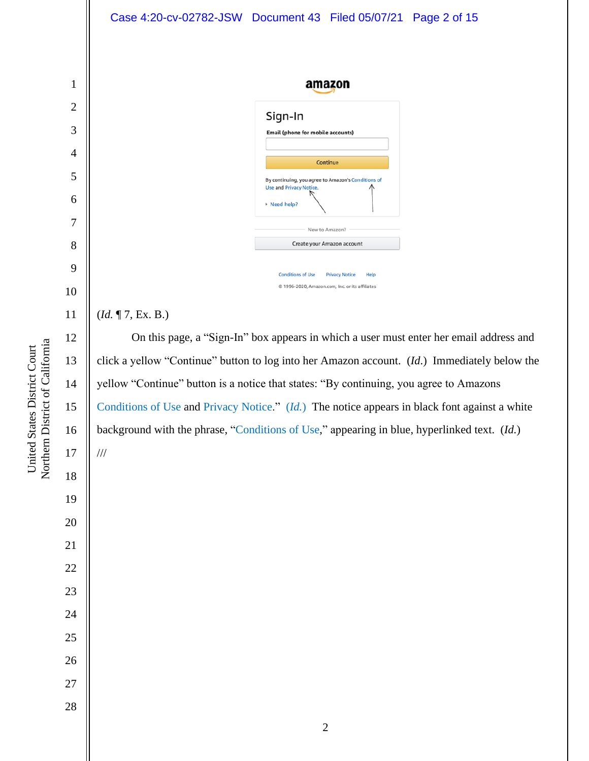(*Id.* ¶ 7, Ex. B.)

On this page, a "Sign-In" box appears in which a user must enter her email address and click a yellow "Continue" button to log into her Amazon account. (*Id.*) Immediately below the yellow "Continue" button is a notice that states: "By continuing, you agree to Amazons Conditions of Use and Privacy Notice." (*Id.*) The notice appears in black font against a white background with the phrase, "Conditions of Use," appearing in blue, hyperlinked text. (*Id.*)

///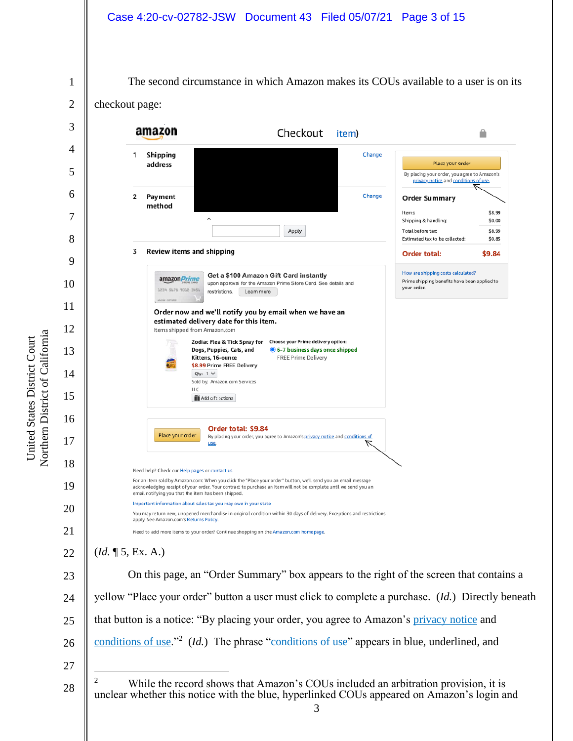The second circumstance in which Amazon makes its COUs available to a user is on its checkout page:

amazon Checkout item)

1 Shipping address — Change

2 Payment method — Change

Apply

3 Review items and shipping

Get a $100 Amazon Gift Card instantly upon approval for the Amazon Prime Store Card. See details and restrictions. Learn more

Order now and we'll notify you by email when we have an estimated delivery date for this item.

Items shipped from Amazon.com

Zodiac Flea & Tick Spray for Dogs, Puppies, Cats, and Kittens, 16-ounce
$8.99 Prime FREE Delivery
Qty: 1
Sold by: Amazon.com Services LLC
Add gift options

Choose your Prime delivery option:
6-7 business days once shipped
FREE Prime Delivery

Place your order — Order total: $9.84
By placing your order, you agree to Amazon's privacy notice and conditions of use.

Place your order
By placing your order, you agree to Amazon's privacy notice and conditions of use.

Order Summary

| | |
|---|---|
| Items: | $8.99 |
| Shipping & handling: | $0.00 |
| Total before tax: | $8.99 |
| Estimated tax to be collected: | $0.85 |
| **Order total:** | **$9.84** |

How are shipping costs calculated?
Prime shipping benefits have been applied to your order.

Need help? Check our Help pages or contact us

For an item sold by Amazon.com: When you click the "Place your order" button, we'll send you an email message acknowledging receipt of your order. Your contract to purchase an item will not be complete until we send you an email notifying you that the item has been shipped.

Important information about sales tax you may owe in your state

You may return new, unopened merchandise in original condition within 30 days of delivery. Exceptions and restrictions apply. See Amazon.com's Returns Policy.

Need to add more items to your order? Continue shopping on the Amazon.com homepage.

(*Id.* ¶ 5, Ex. A.)

On this page, an "Order Summary" box appears to the right of the screen that contains a yellow "Place your order" button a user must click to complete a purchase. (*Id.*) Directly beneath that button is a notice: "By placing your order, you agree to Amazon's privacy notice and conditions of use."[2] (*Id.*) The phrase "conditions of use" appears in blue, underlined, and

---

[2] While the record shows that Amazon's COUs included an arbitration provision, it is unclear whether this notice with the blue, hyperlinked COUs appeared on Amazon's login and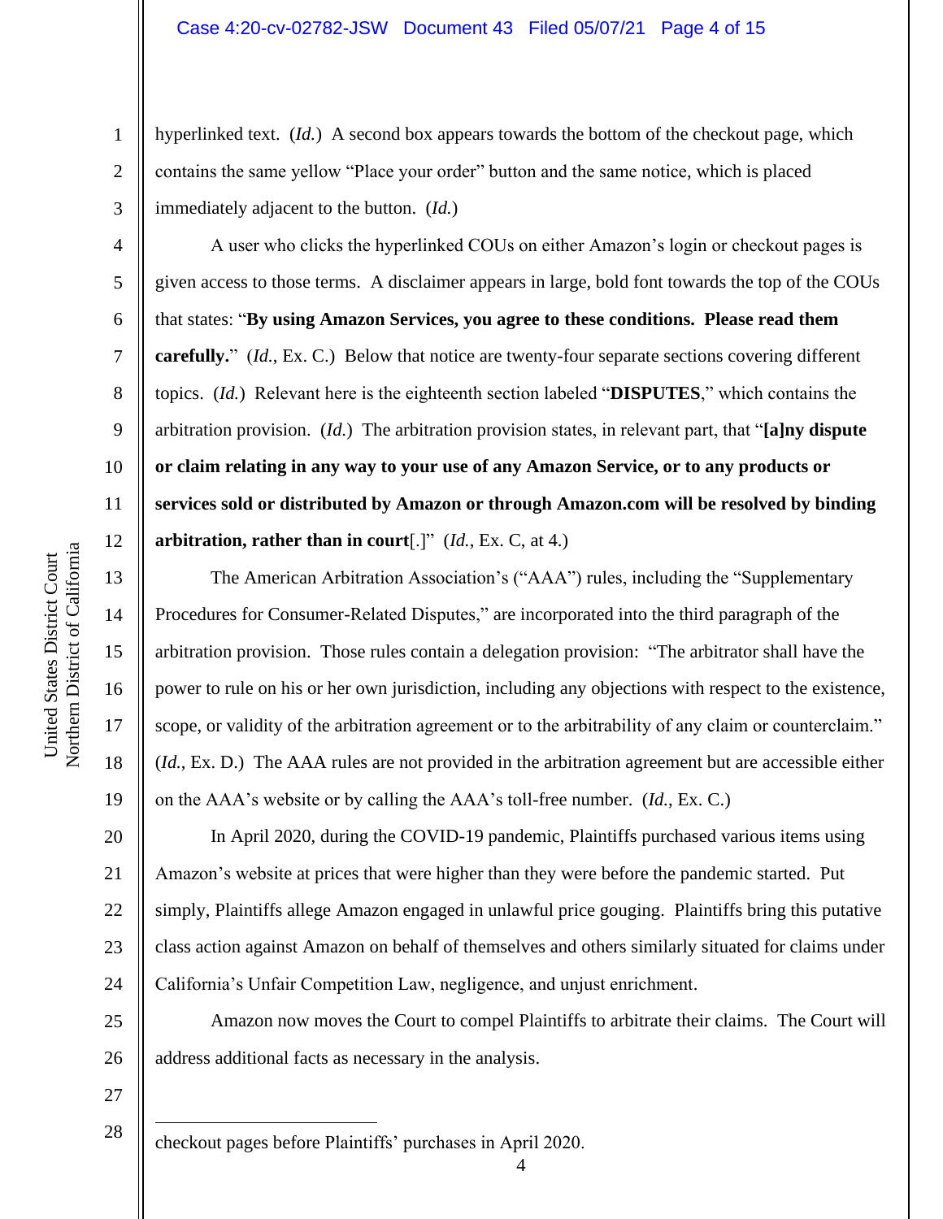hyperlinked text. (*Id.*) A second box appears towards the bottom of the checkout page, which contains the same yellow "Place your order" button and the same notice, which is placed immediately adjacent to the button. (*Id.*)

A user who clicks the hyperlinked COUs on either Amazon's login or checkout pages is given access to those terms. A disclaimer appears in large, bold font towards the top of the COUs that states: "**By using Amazon Services, you agree to these conditions. Please read them carefully.**" (*Id.*, Ex. C.) Below that notice are twenty-four separate sections covering different topics. (*Id.*) Relevant here is the eighteenth section labeled "**DISPUTES**," which contains the arbitration provision. (*Id.*) The arbitration provision states, in relevant part, that "**[a]ny dispute or claim relating in any way to your use of any Amazon Service, or to any products or services sold or distributed by Amazon or through Amazon.com will be resolved by binding arbitration, rather than in court**[.]" (*Id.*, Ex. C, at 4.)

The American Arbitration Association's ("AAA") rules, including the "Supplementary Procedures for Consumer-Related Disputes," are incorporated into the third paragraph of the arbitration provision. Those rules contain a delegation provision: "The arbitrator shall have the power to rule on his or her own jurisdiction, including any objections with respect to the existence, scope, or validity of the arbitration agreement or to the arbitrability of any claim or counterclaim." (*Id.*, Ex. D.) The AAA rules are not provided in the arbitration agreement but are accessible either on the AAA's website or by calling the AAA's toll-free number. (*Id.*, Ex. C.)

In April 2020, during the COVID-19 pandemic, Plaintiffs purchased various items using Amazon's website at prices that were higher than they were before the pandemic started. Put simply, Plaintiffs allege Amazon engaged in unlawful price gouging. Plaintiffs bring this putative class action against Amazon on behalf of themselves and others similarly situated for claims under California's Unfair Competition Law, negligence, and unjust enrichment.

Amazon now moves the Court to compel Plaintiffs to arbitrate their claims. The Court will address additional facts as necessary in the analysis.

---

checkout pages before Plaintiffs' purchases in April 2020.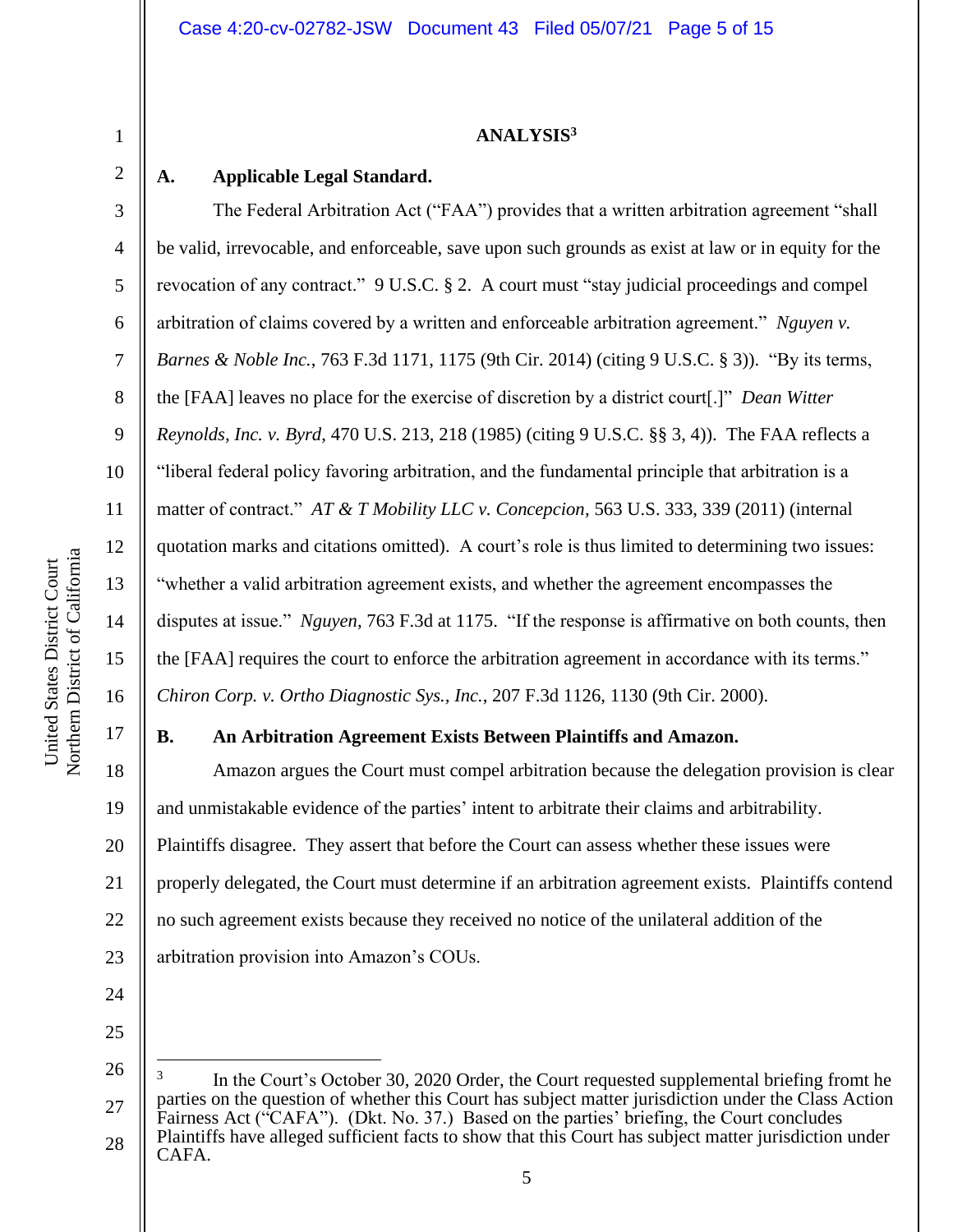## ANALYSIS[3]

### A. Applicable Legal Standard.

The Federal Arbitration Act ("FAA") provides that a written arbitration agreement "shall be valid, irrevocable, and enforceable, save upon such grounds as exist at law or in equity for the revocation of any contract." 9 U.S.C. § 2. A court must "stay judicial proceedings and compel arbitration of claims covered by a written and enforceable arbitration agreement." *Nguyen v. Barnes & Noble Inc.*, 763 F.3d 1171, 1175 (9th Cir. 2014) (citing 9 U.S.C. § 3)). "By its terms, the [FAA] leaves no place for the exercise of discretion by a district court[.]" *Dean Witter Reynolds, Inc. v. Byrd*, 470 U.S. 213, 218 (1985) (citing 9 U.S.C. §§ 3, 4)). The FAA reflects a "liberal federal policy favoring arbitration, and the fundamental principle that arbitration is a matter of contract." *AT & T Mobility LLC v. Concepcion*, 563 U.S. 333, 339 (2011) (internal quotation marks and citations omitted). A court's role is thus limited to determining two issues: "whether a valid arbitration agreement exists, and whether the agreement encompasses the disputes at issue." *Nguyen*, 763 F.3d at 1175. "If the response is affirmative on both counts, then the [FAA] requires the court to enforce the arbitration agreement in accordance with its terms." *Chiron Corp. v. Ortho Diagnostic Sys., Inc.*, 207 F.3d 1126, 1130 (9th Cir. 2000).

### B. An Arbitration Agreement Exists Between Plaintiffs and Amazon.

Amazon argues the Court must compel arbitration because the delegation provision is clear and unmistakable evidence of the parties' intent to arbitrate their claims and arbitrability. Plaintiffs disagree. They assert that before the Court can assess whether these issues were properly delegated, the Court must determine if an arbitration agreement exists. Plaintiffs contend no such agreement exists because they received no notice of the unilateral addition of the arbitration provision into Amazon's COUs.

---

[3] In the Court's October 30, 2020 Order, the Court requested supplemental briefing fromt he parties on the question of whether this Court has subject matter jurisdiction under the Class Action Fairness Act ("CAFA"). (Dkt. No. 37.) Based on the parties' briefing, the Court concludes Plaintiffs have alleged sufficient facts to show that this Court has subject matter jurisdiction under CAFA.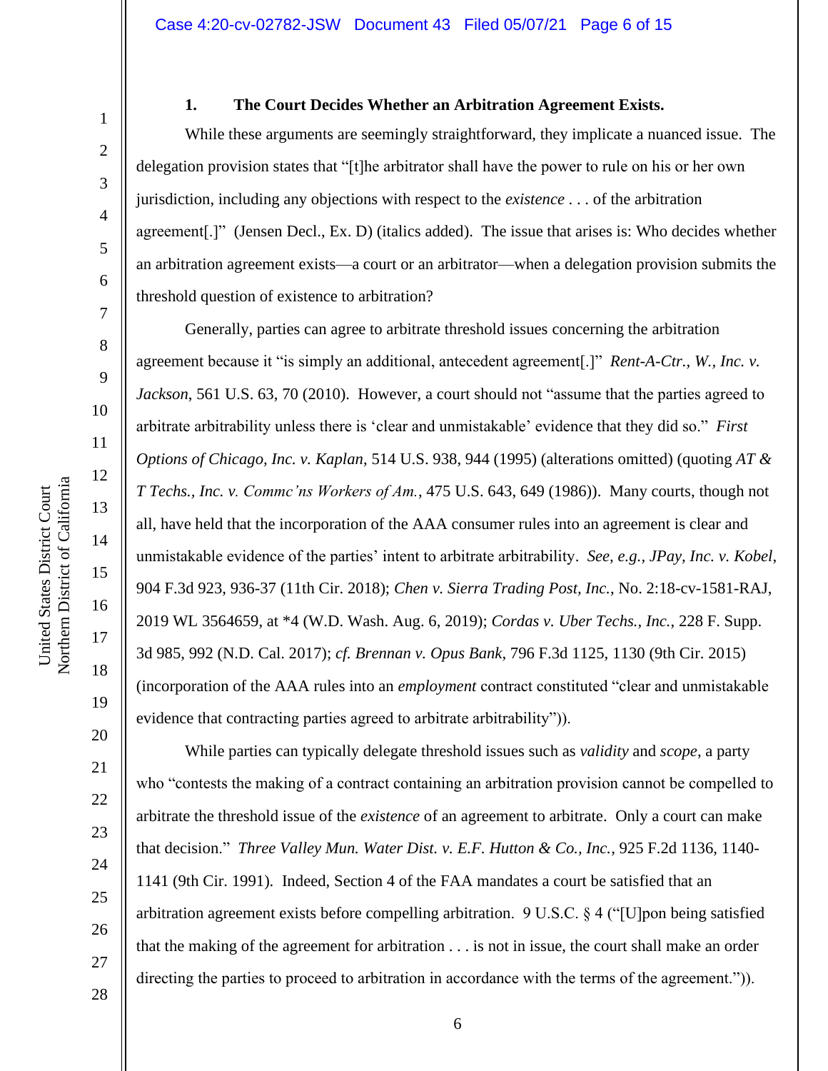### 1. The Court Decides Whether an Arbitration Agreement Exists.

While these arguments are seemingly straightforward, they implicate a nuanced issue. The delegation provision states that "[t]he arbitrator shall have the power to rule on his or her own jurisdiction, including any objections with respect to the *existence* . . . of the arbitration agreement[.]" (Jensen Decl., Ex. D) (italics added). The issue that arises is: Who decides whether an arbitration agreement exists—a court or an arbitrator—when a delegation provision submits the threshold question of existence to arbitration?

Generally, parties can agree to arbitrate threshold issues concerning the arbitration agreement because it "is simply an additional, antecedent agreement[.]" *Rent-A-Ctr., W., Inc. v. Jackson*, 561 U.S. 63, 70 (2010). However, a court should not "assume that the parties agreed to arbitrate arbitrability unless there is 'clear and unmistakable' evidence that they did so." *First Options of Chicago, Inc. v. Kaplan*, 514 U.S. 938, 944 (1995) (alterations omitted) (quoting *AT & T Techs., Inc. v. Commc'ns Workers of Am.*, 475 U.S. 643, 649 (1986)). Many courts, though not all, have held that the incorporation of the AAA consumer rules into an agreement is clear and unmistakable evidence of the parties' intent to arbitrate arbitrability. *See, e.g., JPay, Inc. v. Kobel*, 904 F.3d 923, 936-37 (11th Cir. 2018); *Chen v. Sierra Trading Post, Inc.*, No. 2:18-cv-1581-RAJ, 2019 WL 3564659, at *4 (W.D. Wash. Aug. 6, 2019); *Cordas v. Uber Techs., Inc.*, 228 F. Supp. 3d 985, 992 (N.D. Cal. 2017); *cf. Brennan v. Opus Bank*, 796 F.3d 1125, 1130 (9th Cir. 2015) (incorporation of the AAA rules into an *employment* contract constituted "clear and unmistakable evidence that contracting parties agreed to arbitrate arbitrability")).

While parties can typically delegate threshold issues such as *validity* and *scope*, a party who "contests the making of a contract containing an arbitration provision cannot be compelled to arbitrate the threshold issue of the *existence* of an agreement to arbitrate. Only a court can make that decision." *Three Valley Mun. Water Dist. v. E.F. Hutton & Co., Inc.*, 925 F.2d 1136, 1140-1141 (9th Cir. 1991). Indeed, Section 4 of the FAA mandates a court be satisfied that an arbitration agreement exists before compelling arbitration. 9 U.S.C. § 4 ("[U]pon being satisfied that the making of the agreement for arbitration . . . is not in issue, the court shall make an order directing the parties to proceed to arbitration in accordance with the terms of the agreement.")).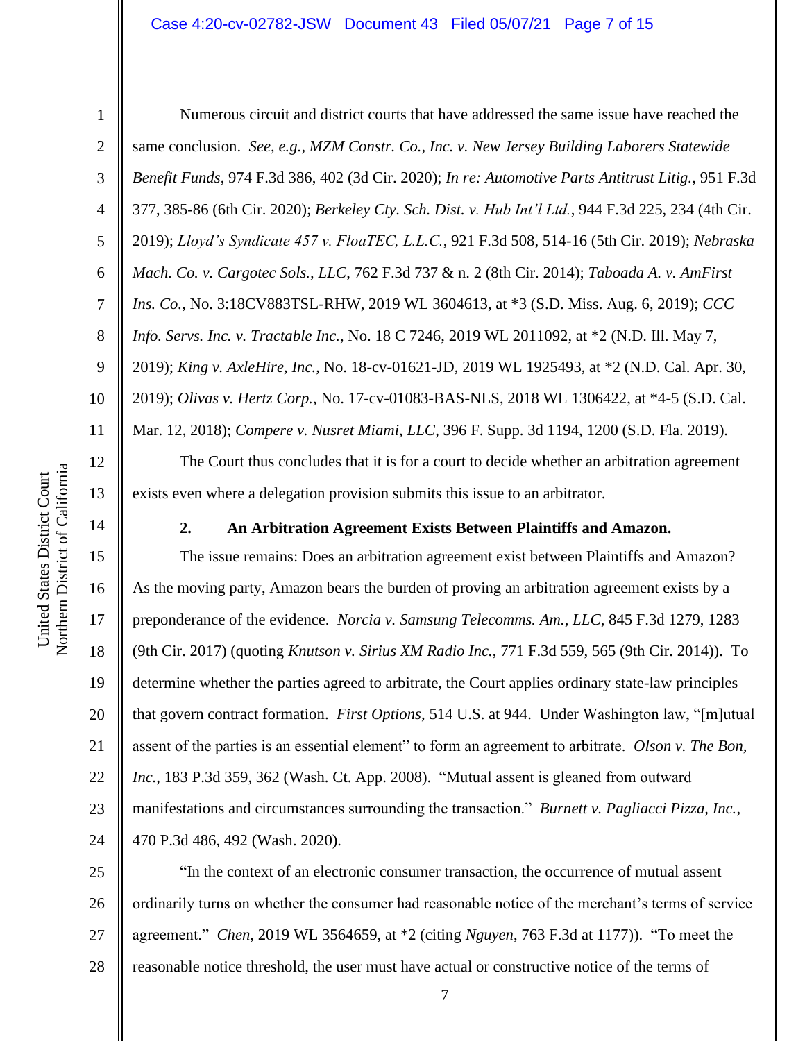Numerous circuit and district courts that have addressed the same issue have reached the same conclusion. *See, e.g.*, *MZM Constr. Co., Inc. v. New Jersey Building Laborers Statewide Benefit Funds*, 974 F.3d 386, 402 (3d Cir. 2020); *In re: Automotive Parts Antitrust Litig.*, 951 F.3d 377, 385-86 (6th Cir. 2020); *Berkeley Cty. Sch. Dist. v. Hub Int'l Ltd.*, 944 F.3d 225, 234 (4th Cir. 2019); *Lloyd's Syndicate 457 v. FloaTEC, L.L.C.*, 921 F.3d 508, 514-16 (5th Cir. 2019); *Nebraska Mach. Co. v. Cargotec Sols., LLC*, 762 F.3d 737 & n. 2 (8th Cir. 2014); *Taboada A. v. AmFirst Ins. Co.*, No. 3:18CV883TSL-RHW, 2019 WL 3604613, at *3 (S.D. Miss. Aug. 6, 2019); *CCC Info. Servs. Inc. v. Tractable Inc.*, No. 18 C 7246, 2019 WL 2011092, at *2 (N.D. Ill. May 7, 2019); *King v. AxleHire, Inc.*, No. 18-cv-01621-JD, 2019 WL 1925493, at *2 (N.D. Cal. Apr. 30, 2019); *Olivas v. Hertz Corp.*, No. 17-cv-01083-BAS-NLS, 2018 WL 1306422, at *4-5 (S.D. Cal. Mar. 12, 2018); *Compere v. Nusret Miami, LLC*, 396 F. Supp. 3d 1194, 1200 (S.D. Fla. 2019).

The Court thus concludes that it is for a court to decide whether an arbitration agreement exists even where a delegation provision submits this issue to an arbitrator.

**2. An Arbitration Agreement Exists Between Plaintiffs and Amazon.**

The issue remains: Does an arbitration agreement exist between Plaintiffs and Amazon? As the moving party, Amazon bears the burden of proving an arbitration agreement exists by a preponderance of the evidence. *Norcia v. Samsung Telecomms. Am., LLC*, 845 F.3d 1279, 1283 (9th Cir. 2017) (quoting *Knutson v. Sirius XM Radio Inc.*, 771 F.3d 559, 565 (9th Cir. 2014)). To determine whether the parties agreed to arbitrate, the Court applies ordinary state-law principles that govern contract formation. *First Options*, 514 U.S. at 944. Under Washington law, "[m]utual assent of the parties is an essential element" to form an agreement to arbitrate. *Olson v. The Bon, Inc.*, 183 P.3d 359, 362 (Wash. Ct. App. 2008). "Mutual assent is gleaned from outward manifestations and circumstances surrounding the transaction." *Burnett v. Pagliacci Pizza, Inc.*, 470 P.3d 486, 492 (Wash. 2020).

"In the context of an electronic consumer transaction, the occurrence of mutual assent ordinarily turns on whether the consumer had reasonable notice of the merchant's terms of service agreement." *Chen*, 2019 WL 3564659, at *2 (citing *Nguyen*, 763 F.3d at 1177)). "To meet the reasonable notice threshold, the user must have actual or constructive notice of the terms of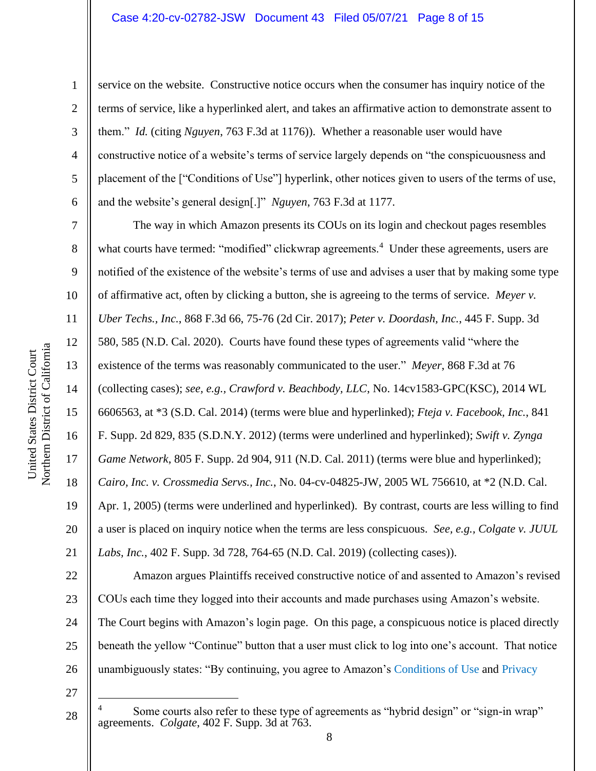service on the website. Constructive notice occurs when the consumer has inquiry notice of the terms of service, like a hyperlinked alert, and takes an affirmative action to demonstrate assent to them." *Id.* (citing *Nguyen*, 763 F.3d at 1176)). Whether a reasonable user would have constructive notice of a website's terms of service largely depends on "the conspicuousness and placement of the ["Conditions of Use"] hyperlink, other notices given to users of the terms of use, and the website's general design[.]" *Nguyen*, 763 F.3d at 1177.

The way in which Amazon presents its COUs on its login and checkout pages resembles what courts have termed: "modified" clickwrap agreements.[4] Under these agreements, users are notified of the existence of the website's terms of use and advises a user that by making some type of affirmative act, often by clicking a button, she is agreeing to the terms of service. *Meyer v. Uber Techs., Inc.*, 868 F.3d 66, 75-76 (2d Cir. 2017); *Peter v. Doordash, Inc.*, 445 F. Supp. 3d 580, 585 (N.D. Cal. 2020). Courts have found these types of agreements valid "where the existence of the terms was reasonably communicated to the user." *Meyer*, 868 F.3d at 76 (collecting cases); *see, e.g., Crawford v. Beachbody, LLC*, No. 14cv1583-GPC(KSC), 2014 WL 6606563, at *3 (S.D. Cal. 2014) (terms were blue and hyperlinked); *Fteja v. Facebook, Inc.*, 841 F. Supp. 2d 829, 835 (S.D.N.Y. 2012) (terms were underlined and hyperlinked); *Swift v. Zynga Game Network*, 805 F. Supp. 2d 904, 911 (N.D. Cal. 2011) (terms were blue and hyperlinked); *Cairo, Inc. v. Crossmedia Servs., Inc.*, No. 04-cv-04825-JW, 2005 WL 756610, at *2 (N.D. Cal. Apr. 1, 2005) (terms were underlined and hyperlinked). By contrast, courts are less willing to find a user is placed on inquiry notice when the terms are less conspicuous. *See, e.g., Colgate v. JUUL Labs, Inc.*, 402 F. Supp. 3d 728, 764-65 (N.D. Cal. 2019) (collecting cases)).

Amazon argues Plaintiffs received constructive notice of and assented to Amazon's revised COUs each time they logged into their accounts and made purchases using Amazon's website. The Court begins with Amazon's login page. On this page, a conspicuous notice is placed directly beneath the yellow "Continue" button that a user must click to log into one's account. That notice unambiguously states: "By continuing, you agree to Amazon's Conditions of Use and Privacy

---

[4] Some courts also refer to these type of agreements as "hybrid design" or "sign-in wrap" agreements. *Colgate*, 402 F. Supp. 3d at 763.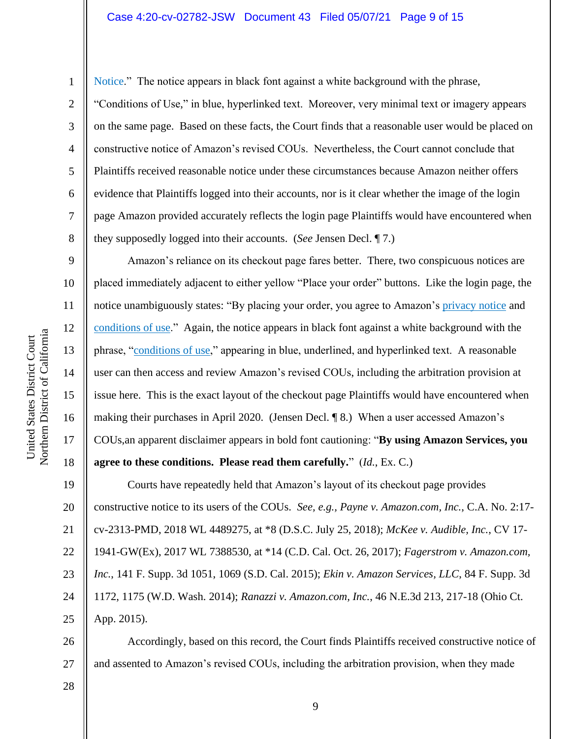Notice." The notice appears in black font against a white background with the phrase, "Conditions of Use," in blue, hyperlinked text. Moreover, very minimal text or imagery appears on the same page. Based on these facts, the Court finds that a reasonable user would be placed on constructive notice of Amazon's revised COUs. Nevertheless, the Court cannot conclude that Plaintiffs received reasonable notice under these circumstances because Amazon neither offers evidence that Plaintiffs logged into their accounts, nor is it clear whether the image of the login page Amazon provided accurately reflects the login page Plaintiffs would have encountered when they supposedly logged into their accounts. (*See* Jensen Decl. ¶ 7.)

Amazon's reliance on its checkout page fares better. There, two conspicuous notices are placed immediately adjacent to either yellow "Place your order" buttons. Like the login page, the notice unambiguously states: "By placing your order, you agree to Amazon's privacy notice and conditions of use." Again, the notice appears in black font against a white background with the phrase, "conditions of use," appearing in blue, underlined, and hyperlinked text. A reasonable user can then access and review Amazon's revised COUs, including the arbitration provision at issue here. This is the exact layout of the checkout page Plaintiffs would have encountered when making their purchases in April 2020. (Jensen Decl. ¶ 8.) When a user accessed Amazon's COUs,an apparent disclaimer appears in bold font cautioning: "**By using Amazon Services, you agree to these conditions. Please read them carefully.**" (*Id.*, Ex. C.)

Courts have repeatedly held that Amazon's layout of its checkout page provides constructive notice to its users of the COUs. *See, e.g., Payne v. Amazon.com, Inc.*, C.A. No. 2:17-cv-2313-PMD, 2018 WL 4489275, at *8 (D.S.C. July 25, 2018); *McKee v. Audible, Inc.*, CV 17-1941-GW(Ex), 2017 WL 7388530, at *14 (C.D. Cal. Oct. 26, 2017); *Fagerstrom v. Amazon.com, Inc.*, 141 F. Supp. 3d 1051, 1069 (S.D. Cal. 2015); *Ekin v. Amazon Services, LLC*, 84 F. Supp. 3d 1172, 1175 (W.D. Wash. 2014); *Ranazzi v. Amazon.com, Inc.*, 46 N.E.3d 213, 217-18 (Ohio Ct. App. 2015).

Accordingly, based on this record, the Court finds Plaintiffs received constructive notice of and assented to Amazon's revised COUs, including the arbitration provision, when they made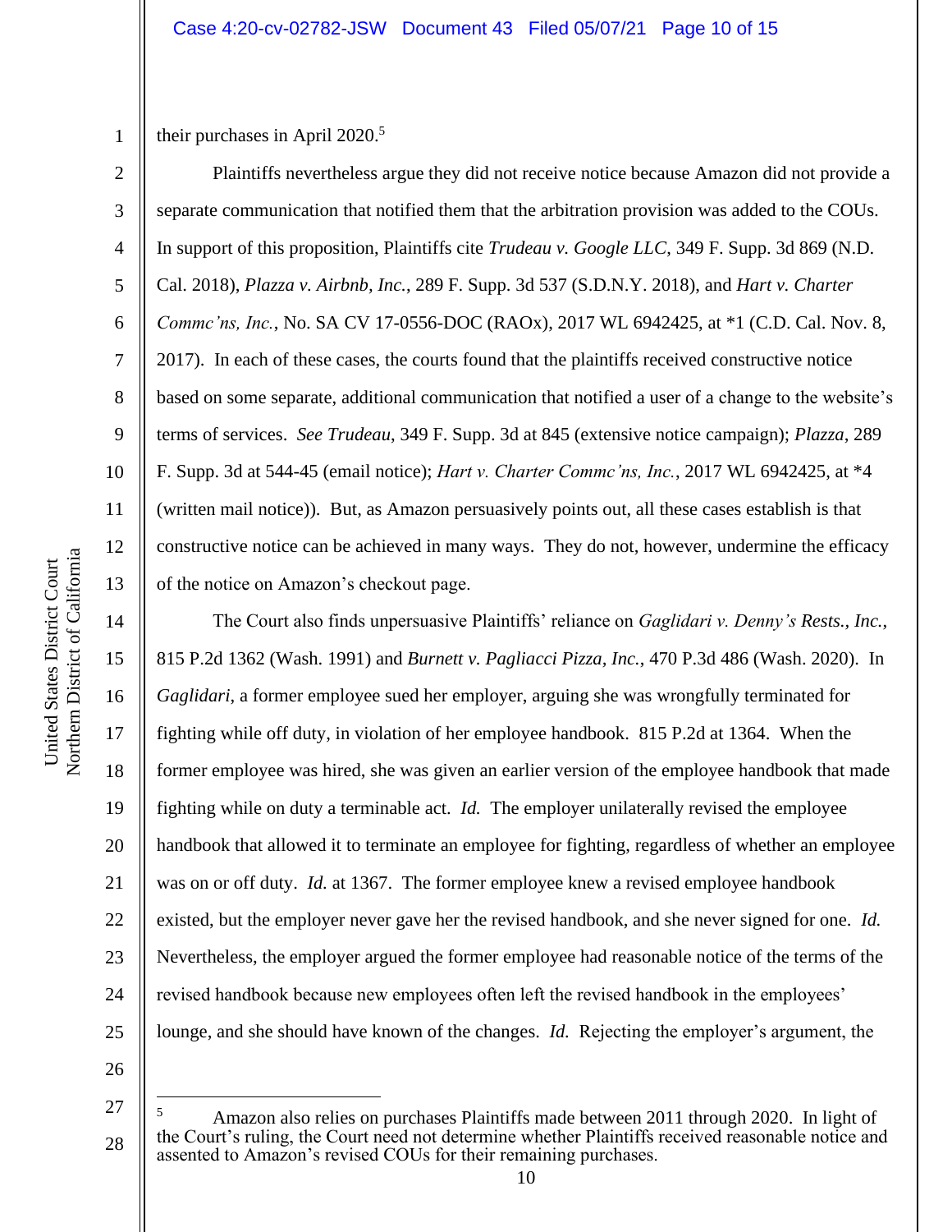their purchases in April 2020.[5]

Plaintiffs nevertheless argue they did not receive notice because Amazon did not provide a separate communication that notified them that the arbitration provision was added to the COUs. In support of this proposition, Plaintiffs cite *Trudeau v. Google LLC*, 349 F. Supp. 3d 869 (N.D. Cal. 2018), *Plazza v. Airbnb, Inc.*, 289 F. Supp. 3d 537 (S.D.N.Y. 2018), and *Hart v. Charter Commc'ns, Inc.*, No. SA CV 17-0556-DOC (RAOx), 2017 WL 6942425, at *1 (C.D. Cal. Nov. 8, 2017). In each of these cases, the courts found that the plaintiffs received constructive notice based on some separate, additional communication that notified a user of a change to the website's terms of services. *See Trudeau*, 349 F. Supp. 3d at 845 (extensive notice campaign); *Plazza*, 289 F. Supp. 3d at 544-45 (email notice); *Hart v. Charter Commc'ns, Inc.*, 2017 WL 6942425, at *4 (written mail notice)). But, as Amazon persuasively points out, all these cases establish is that constructive notice can be achieved in many ways. They do not, however, undermine the efficacy of the notice on Amazon's checkout page.

The Court also finds unpersuasive Plaintiffs' reliance on *Gaglidari v. Denny's Rests., Inc.*, 815 P.2d 1362 (Wash. 1991) and *Burnett v. Pagliacci Pizza, Inc.*, 470 P.3d 486 (Wash. 2020). In *Gaglidari*, a former employee sued her employer, arguing she was wrongfully terminated for fighting while off duty, in violation of her employee handbook. 815 P.2d at 1364. When the former employee was hired, she was given an earlier version of the employee handbook that made fighting while on duty a terminable act. *Id.* The employer unilaterally revised the employee handbook that allowed it to terminate an employee for fighting, regardless of whether an employee was on or off duty. *Id.* at 1367. The former employee knew a revised employee handbook existed, but the employer never gave her the revised handbook, and she never signed for one. *Id.* Nevertheless, the employer argued the former employee had reasonable notice of the terms of the revised handbook because new employees often left the revised handbook in the employees' lounge, and she should have known of the changes. *Id.* Rejecting the employer's argument, the

---

[5] Amazon also relies on purchases Plaintiffs made between 2011 through 2020. In light of the Court's ruling, the Court need not determine whether Plaintiffs received reasonable notice and assented to Amazon's revised COUs for their remaining purchases.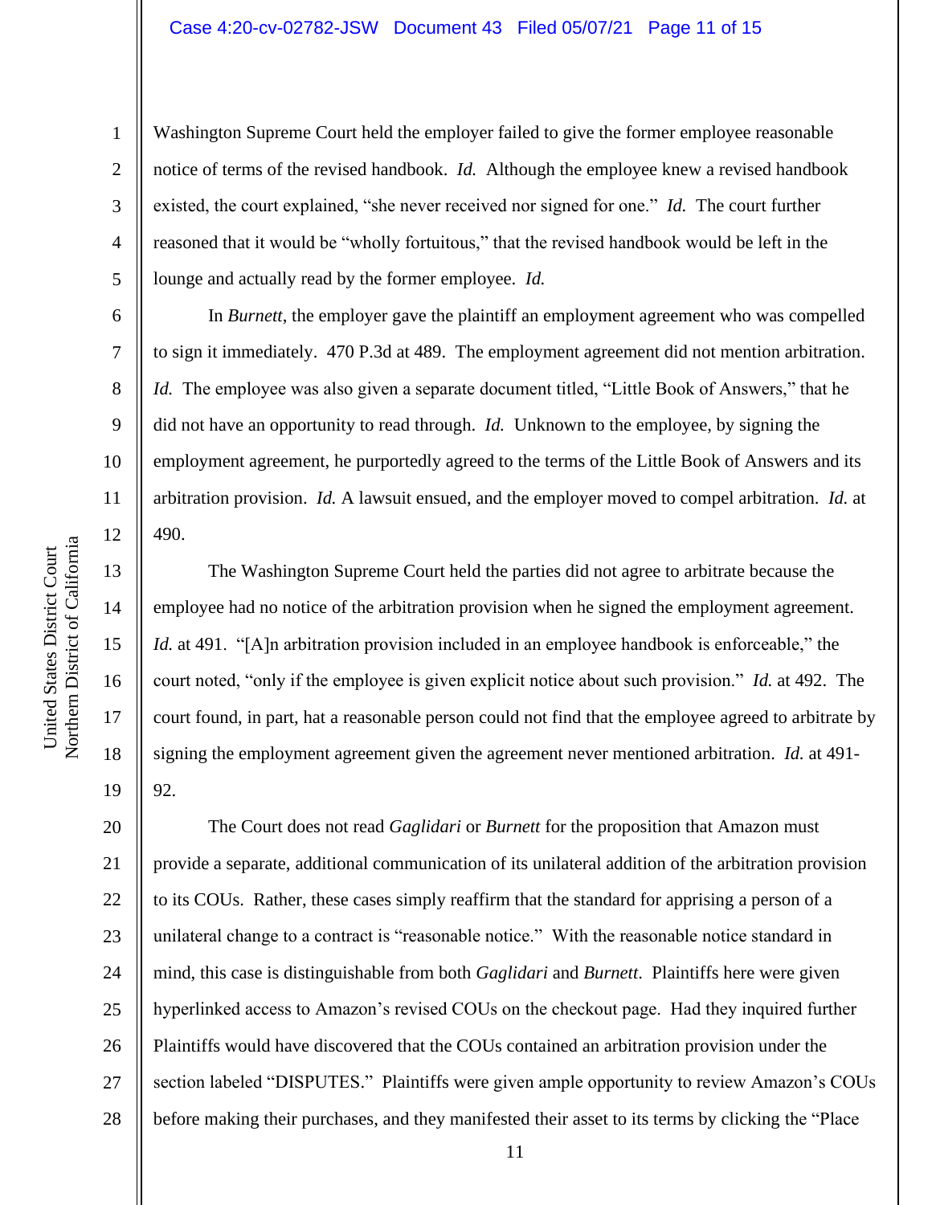Washington Supreme Court held the employer failed to give the former employee reasonable notice of terms of the revised handbook. *Id.* Although the employee knew a revised handbook existed, the court explained, "she never received nor signed for one." *Id.* The court further reasoned that it would be "wholly fortuitous," that the revised handbook would be left in the lounge and actually read by the former employee. *Id.*

In *Burnett*, the employer gave the plaintiff an employment agreement who was compelled to sign it immediately. 470 P.3d at 489. The employment agreement did not mention arbitration. *Id.* The employee was also given a separate document titled, "Little Book of Answers," that he did not have an opportunity to read through. *Id.* Unknown to the employee, by signing the employment agreement, he purportedly agreed to the terms of the Little Book of Answers and its arbitration provision. *Id.* A lawsuit ensued, and the employer moved to compel arbitration. *Id.* at 490.

The Washington Supreme Court held the parties did not agree to arbitrate because the employee had no notice of the arbitration provision when he signed the employment agreement. *Id.* at 491. "[A]n arbitration provision included in an employee handbook is enforceable," the court noted, "only if the employee is given explicit notice about such provision." *Id.* at 492. The court found, in part, hat a reasonable person could not find that the employee agreed to arbitrate by signing the employment agreement given the agreement never mentioned arbitration. *Id.* at 491-92.

The Court does not read *Gaglidari* or *Burnett* for the proposition that Amazon must provide a separate, additional communication of its unilateral addition of the arbitration provision to its COUs. Rather, these cases simply reaffirm that the standard for apprising a person of a unilateral change to a contract is "reasonable notice." With the reasonable notice standard in mind, this case is distinguishable from both *Gaglidari* and *Burnett*. Plaintiffs here were given hyperlinked access to Amazon's revised COUs on the checkout page. Had they inquired further Plaintiffs would have discovered that the COUs contained an arbitration provision under the section labeled "DISPUTES." Plaintiffs were given ample opportunity to review Amazon's COUs before making their purchases, and they manifested their asset to its terms by clicking the "Place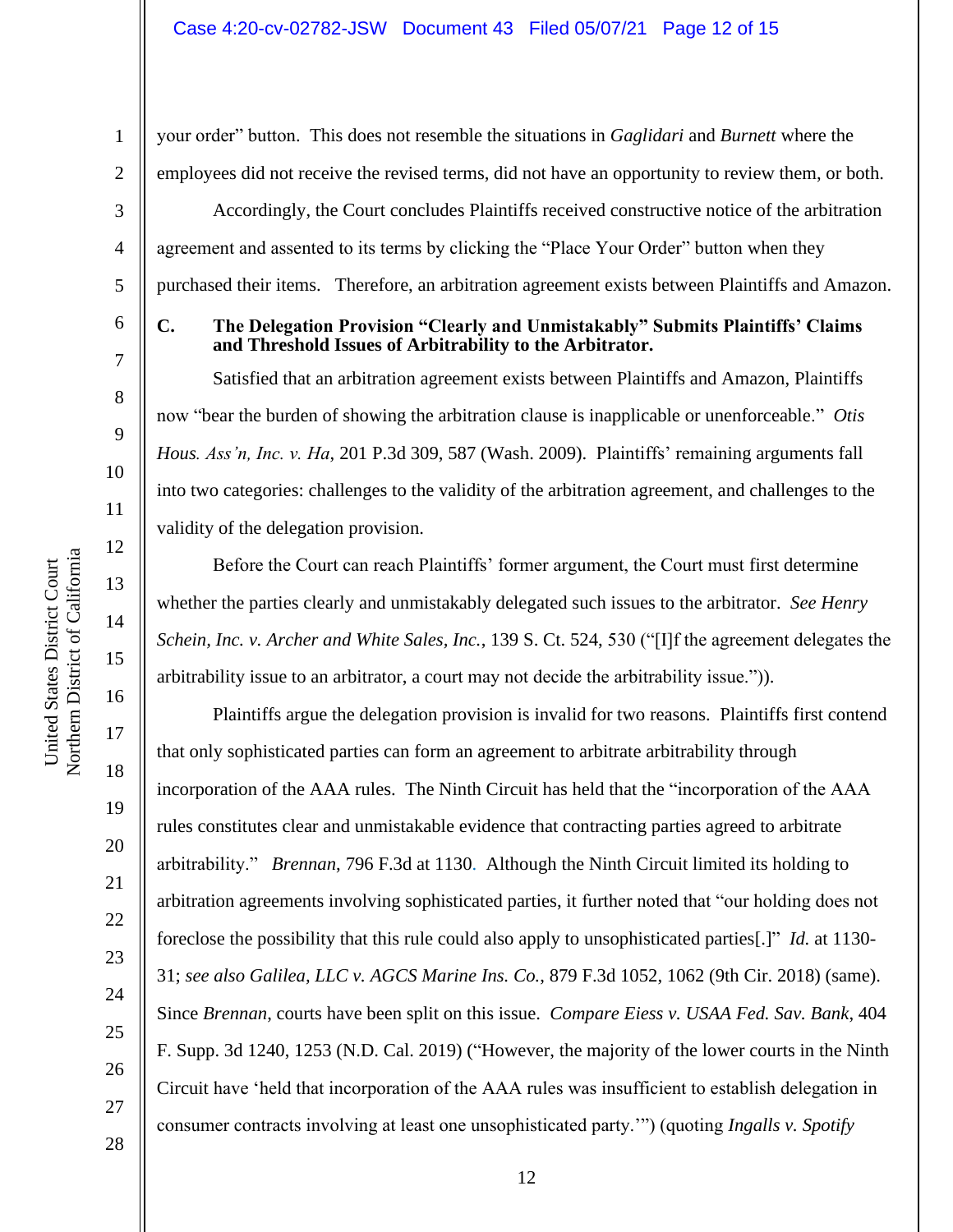your order" button. This does not resemble the situations in *Gaglidari* and *Burnett* where the employees did not receive the revised terms, did not have an opportunity to review them, or both.

Accordingly, the Court concludes Plaintiffs received constructive notice of the arbitration agreement and assented to its terms by clicking the "Place Your Order" button when they purchased their items. Therefore, an arbitration agreement exists between Plaintiffs and Amazon.

### C. The Delegation Provision "Clearly and Unmistakably" Submits Plaintiffs' Claims and Threshold Issues of Arbitrability to the Arbitrator.

Satisfied that an arbitration agreement exists between Plaintiffs and Amazon, Plaintiffs now "bear the burden of showing the arbitration clause is inapplicable or unenforceable." *Otis Hous. Ass'n, Inc. v. Ha*, 201 P.3d 309, 587 (Wash. 2009). Plaintiffs' remaining arguments fall into two categories: challenges to the validity of the arbitration agreement, and challenges to the validity of the delegation provision.

Before the Court can reach Plaintiffs' former argument, the Court must first determine whether the parties clearly and unmistakably delegated such issues to the arbitrator. *See Henry Schein, Inc. v. Archer and White Sales, Inc.*, 139 S. Ct. 524, 530 ("[I]f the agreement delegates the arbitrability issue to an arbitrator, a court may not decide the arbitrability issue.")).

Plaintiffs argue the delegation provision is invalid for two reasons. Plaintiffs first contend that only sophisticated parties can form an agreement to arbitrate arbitrability through incorporation of the AAA rules. The Ninth Circuit has held that the "incorporation of the AAA rules constitutes clear and unmistakable evidence that contracting parties agreed to arbitrate arbitrability." *Brennan*, 796 F.3d at 1130. Although the Ninth Circuit limited its holding to arbitration agreements involving sophisticated parties, it further noted that "our holding does not foreclose the possibility that this rule could also apply to unsophisticated parties[.]" *Id.* at 1130-31; *see also Galilea, LLC v. AGCS Marine Ins. Co.*, 879 F.3d 1052, 1062 (9th Cir. 2018) (same). Since *Brennan*, courts have been split on this issue. *Compare Eiess v. USAA Fed. Sav. Bank*, 404 F. Supp. 3d 1240, 1253 (N.D. Cal. 2019) ("However, the majority of the lower courts in the Ninth Circuit have 'held that incorporation of the AAA rules was insufficient to establish delegation in consumer contracts involving at least one unsophisticated party.'") (quoting *Ingalls v. Spotify*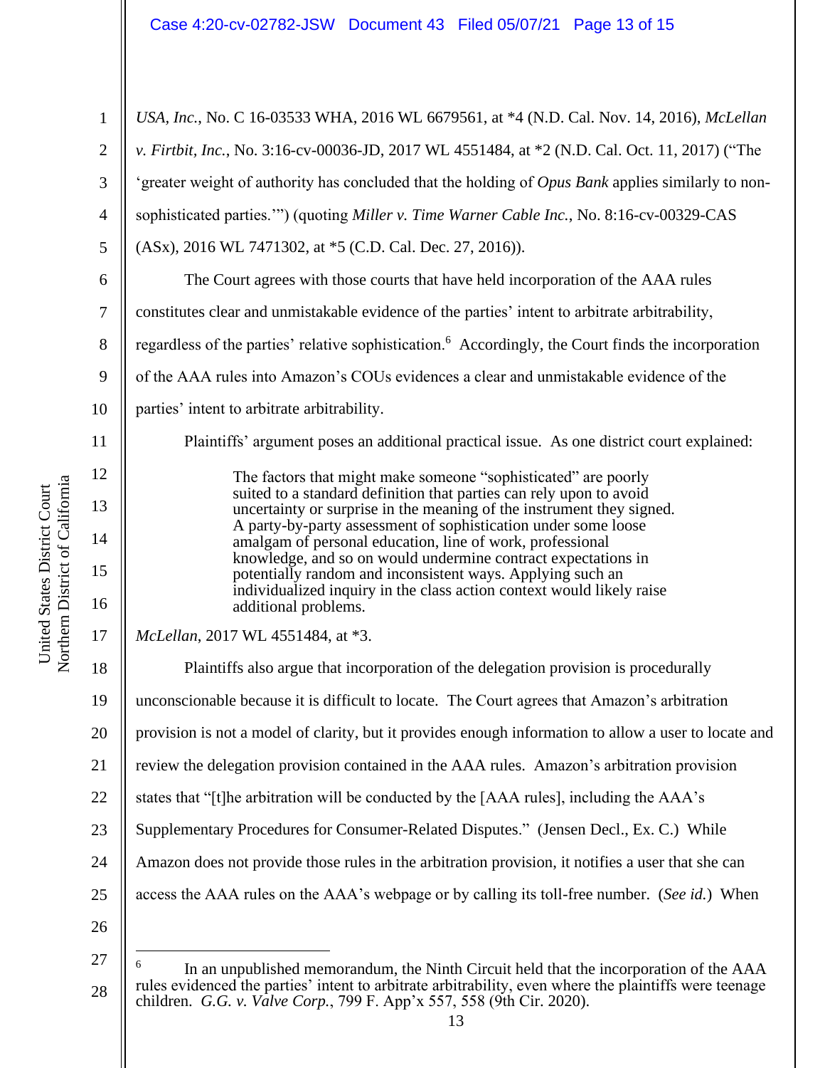*USA, Inc.*, No. C 16-03533 WHA, 2016 WL 6679561, at *4 (N.D. Cal. Nov. 14, 2016), *McLellan v. Firtbit, Inc.*, No. 3:16-cv-00036-JD, 2017 WL 4551484, at *2 (N.D. Cal. Oct. 11, 2017) ("The 'greater weight of authority has concluded that the holding of *Opus Bank* applies similarly to non-sophisticated parties.'") (quoting *Miller v. Time Warner Cable Inc.*, No. 8:16-cv-00329-CAS (ASx), 2016 WL 7471302, at *5 (C.D. Cal. Dec. 27, 2016)).

The Court agrees with those courts that have held incorporation of the AAA rules constitutes clear and unmistakable evidence of the parties' intent to arbitrate arbitrability, regardless of the parties' relative sophistication.[6] Accordingly, the Court finds the incorporation of the AAA rules into Amazon's COUs evidences a clear and unmistakable evidence of the parties' intent to arbitrate arbitrability.

Plaintiffs' argument poses an additional practical issue. As one district court explained:

> The factors that might make someone "sophisticated" are poorly suited to a standard definition that parties can rely upon to avoid uncertainty or surprise in the meaning of the instrument they signed. A party-by-party assessment of sophistication under some loose amalgam of personal education, line of work, professional knowledge, and so on would undermine contract expectations in potentially random and inconsistent ways. Applying such an individualized inquiry in the class action context would likely raise additional problems.

*McLellan*, 2017 WL 4551484, at *3.

Plaintiffs also argue that incorporation of the delegation provision is procedurally unconscionable because it is difficult to locate. The Court agrees that Amazon's arbitration provision is not a model of clarity, but it provides enough information to allow a user to locate and review the delegation provision contained in the AAA rules. Amazon's arbitration provision states that "[t]he arbitration will be conducted by the [AAA rules], including the AAA's Supplementary Procedures for Consumer-Related Disputes." (Jensen Decl., Ex. C.) While Amazon does not provide those rules in the arbitration provision, it notifies a user that she can access the AAA rules on the AAA's webpage or by calling its toll-free number. (*See id.*) When

---

[6] In an unpublished memorandum, the Ninth Circuit held that the incorporation of the AAA rules evidenced the parties' intent to arbitrate arbitrability, even where the plaintiffs were teenage children. *G.G. v. Valve Corp.*, 799 F. App'x 557, 558 (9th Cir. 2020).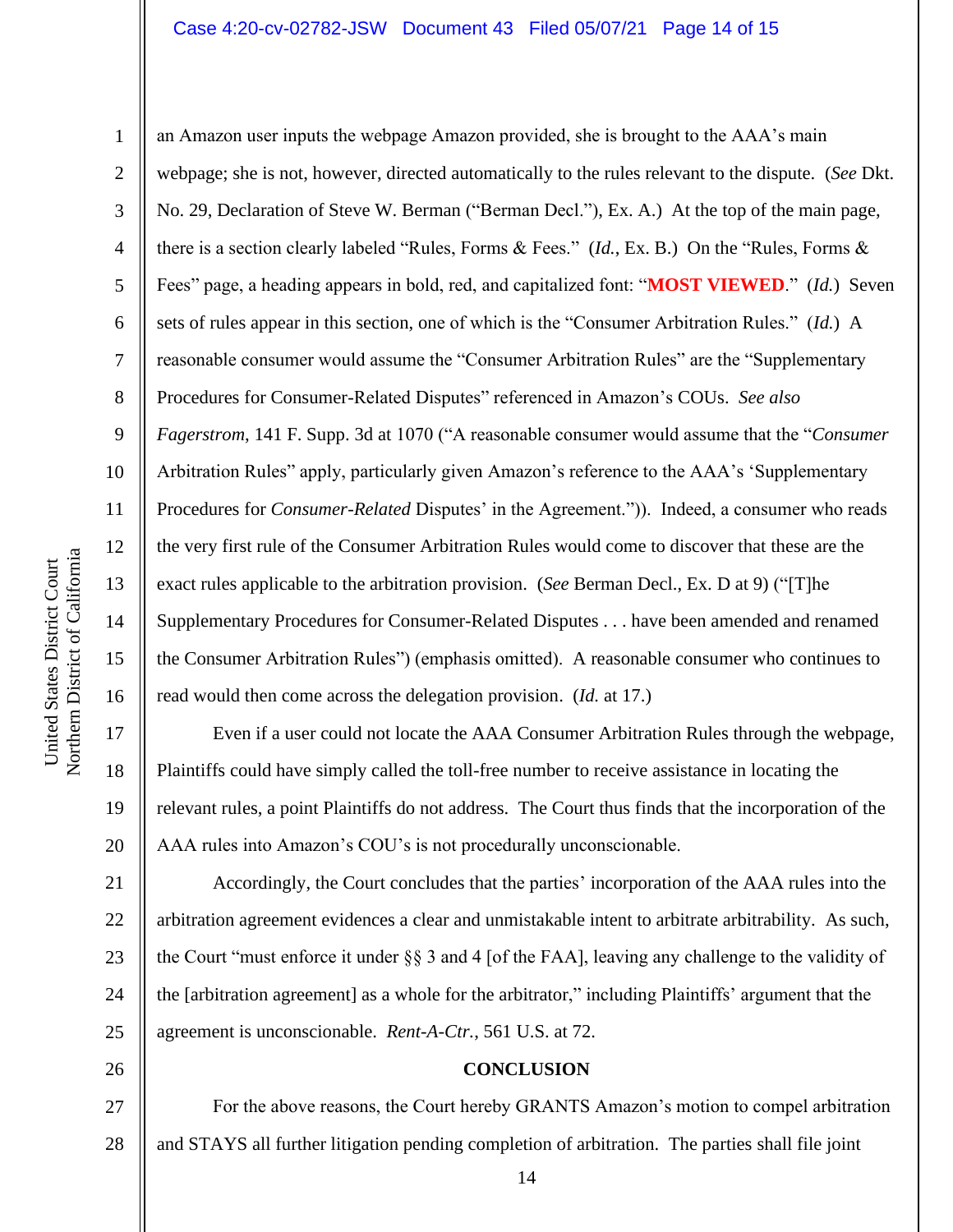an Amazon user inputs the webpage Amazon provided, she is brought to the AAA's main webpage; she is not, however, directed automatically to the rules relevant to the dispute. (*See* Dkt. No. 29, Declaration of Steve W. Berman ("Berman Decl."), Ex. A.) At the top of the main page, there is a section clearly labeled "Rules, Forms & Fees." (*Id.*, Ex. B.) On the "Rules, Forms & Fees" page, a heading appears in bold, red, and capitalized font: "**MOST VIEWED**." (*Id.*) Seven sets of rules appear in this section, one of which is the "Consumer Arbitration Rules." (*Id.*) A reasonable consumer would assume the "Consumer Arbitration Rules" are the "Supplementary Procedures for Consumer-Related Disputes" referenced in Amazon's COUs. *See also Fagerstrom*, 141 F. Supp. 3d at 1070 ("A reasonable consumer would assume that the "*Consumer* Arbitration Rules" apply, particularly given Amazon's reference to the AAA's 'Supplementary Procedures for *Consumer-Related* Disputes' in the Agreement.")). Indeed, a consumer who reads the very first rule of the Consumer Arbitration Rules would come to discover that these are the exact rules applicable to the arbitration provision. (*See* Berman Decl., Ex. D at 9) ("[T]he Supplementary Procedures for Consumer-Related Disputes . . . have been amended and renamed the Consumer Arbitration Rules") (emphasis omitted). A reasonable consumer who continues to read would then come across the delegation provision. (*Id.* at 17.)

Even if a user could not locate the AAA Consumer Arbitration Rules through the webpage, Plaintiffs could have simply called the toll-free number to receive assistance in locating the relevant rules, a point Plaintiffs do not address. The Court thus finds that the incorporation of the AAA rules into Amazon's COU's is not procedurally unconscionable.

Accordingly, the Court concludes that the parties' incorporation of the AAA rules into the arbitration agreement evidences a clear and unmistakable intent to arbitrate arbitrability. As such, the Court "must enforce it under §§ 3 and 4 [of the FAA], leaving any challenge to the validity of the [arbitration agreement] as a whole for the arbitrator," including Plaintiffs' argument that the agreement is unconscionable. *Rent-A-Ctr.*, 561 U.S. at 72.

**CONCLUSION**

For the above reasons, the Court hereby GRANTS Amazon's motion to compel arbitration and STAYS all further litigation pending completion of arbitration. The parties shall file joint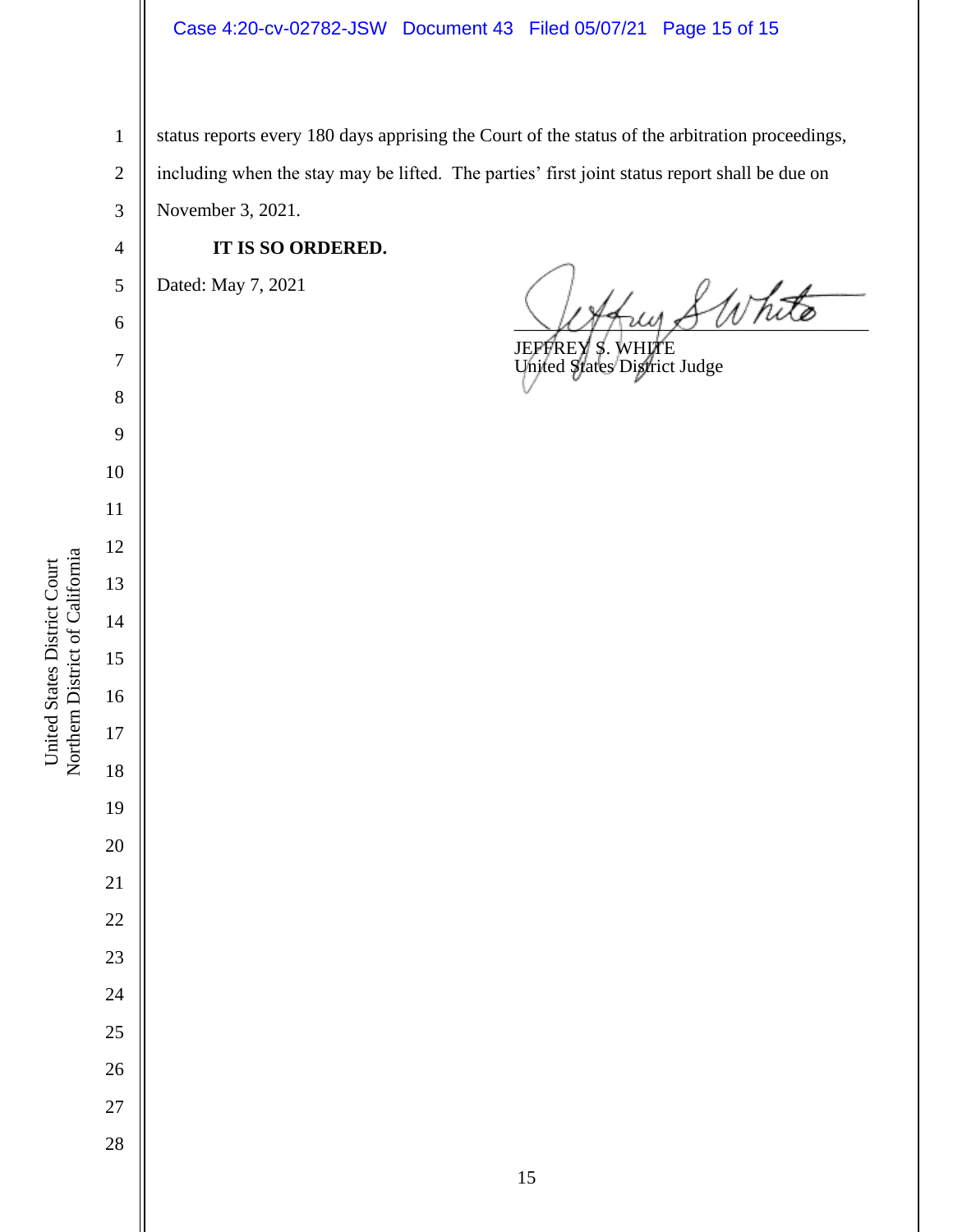status reports every 180 days apprising the Court of the status of the arbitration proceedings, including when the stay may be lifted. The parties' first joint status report shall be due on November 3, 2021.

**IT IS SO ORDERED.**

Dated: May 7, 2021

JEFFREY S. WHITE
United States District Judge